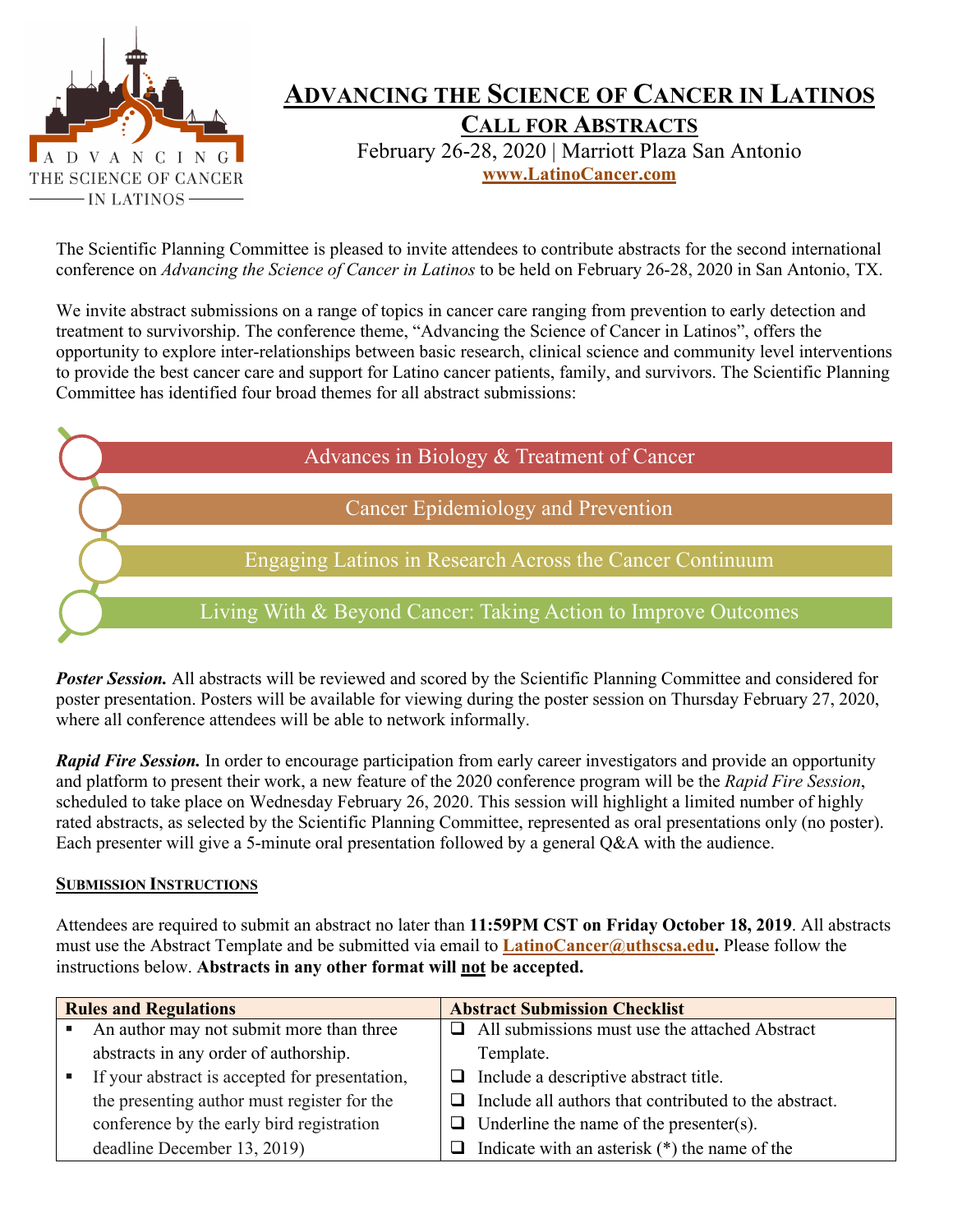# ADVANCING THE SCIENCE OF CANCER IN LATINOS

## CALL FOR ABSTRACTS

February 26-28, 2020 | Marriott Plaza San Antonio

www.LatinoCancer.com

The Scientific Planning Committee is pleased to invite attendees to contribute abstracts for the second international conference on *Advancing the Science of Cancer in Latinos* to be held on February 26-28, 2020 in San Antonio, TX.

We invite abstract submissions on a range of topics in cancer care ranging from prevention to early detection and treatment to survivorship. The conference theme, "Advancing the Science of Cancer in Latinos", offers the opportunity to explore inter-relationships between basic research, clinical science and community level interventions to provide the best cancer care and support for Latino cancer patients, family, and survivors. The Scientific Planning Committee has identified four broad themes for all abstract submissions:

- Advances in Biology & Treatment of Cancer
- Cancer Epidemiology and Prevention
- Engaging Latinos in Research Across the Cancer Continuum
- Living With & Beyond Cancer: Taking Action to Improve Outcomes

***Poster Session.*** All abstracts will be reviewed and scored by the Scientific Planning Committee and considered for poster presentation. Posters will be available for viewing during the poster session on Thursday February 27, 2020, where all conference attendees will be able to network informally.

***Rapid Fire Session.*** In order to encourage participation from early career investigators and provide an opportunity and platform to present their work, a new feature of the 2020 conference program will be the *Rapid Fire Session*, scheduled to take place on Wednesday February 26, 2020. This session will highlight a limited number of highly rated abstracts, as selected by the Scientific Planning Committee, represented as oral presentations only (no poster). Each presenter will give a 5-minute oral presentation followed by a general Q&A with the audience.

**SUBMISSION INSTRUCTIONS**

Attendees are required to submit an abstract no later than **11:59PM CST on Friday October 18, 2019**. All abstracts must use the Abstract Template and be submitted via email to **LatinoCancer@uthscsa.edu.** Please follow the instructions below. **Abstracts in any other format will not be accepted.**

| Rules and Regulations | Abstract Submission Checklist |
|---|---|
| ▪ An author may not submit more than three abstracts in any order of authorship.<br>▪ If your abstract is accepted for presentation, the presenting author must register for the conference by the early bird registration deadline December 13, 2019) | ❑ All submissions must use the attached Abstract Template.<br>❑ Include a descriptive abstract title.<br>❑ Include all authors that contributed to the abstract.<br>❑ Underline the name of the presenter(s).<br>❑ Indicate with an asterisk (*) the name of the |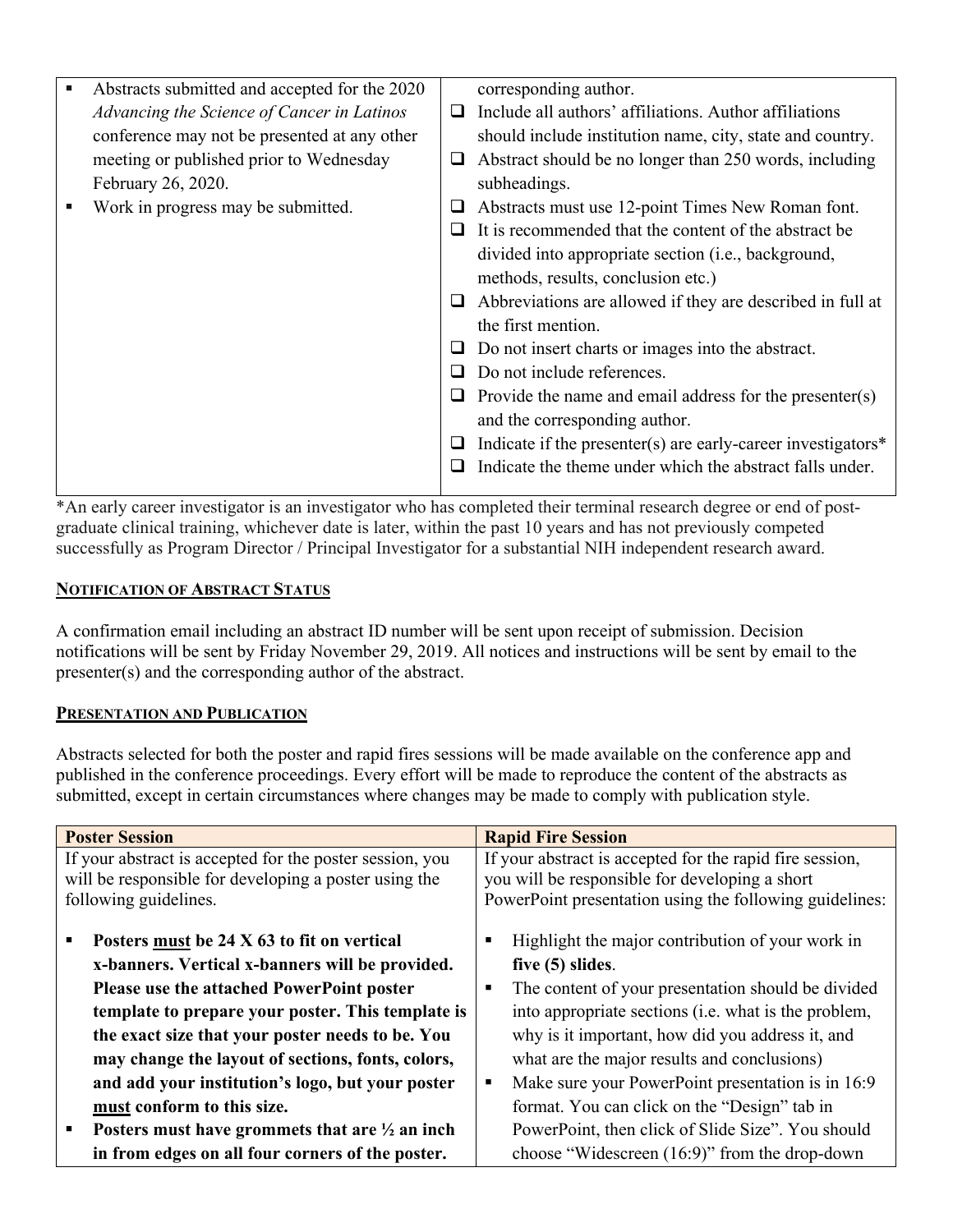| | |
|---|---|
| ▪ Abstracts submitted and accepted for the 2020 *Advancing the Science of Cancer in Latinos* conference may not be presented at any other meeting or published prior to Wednesday February 26, 2020.<br>▪ Work in progress may be submitted. | corresponding author.<br>❑ Include all authors' affiliations. Author affiliations should include institution name, city, state and country.<br>❑ Abstract should be no longer than 250 words, including subheadings.<br>❑ Abstracts must use 12-point Times New Roman font.<br>❑ It is recommended that the content of the abstract be divided into appropriate section (i.e., background, methods, results, conclusion etc.)<br>❑ Abbreviations are allowed if they are described in full at the first mention.<br>❑ Do not insert charts or images into the abstract.<br>❑ Do not include references.<br>❑ Provide the name and email address for the presenter(s) and the corresponding author.<br>❑ Indicate if the presenter(s) are early-career investigators*<br>❑ Indicate the theme under which the abstract falls under. |

*An early career investigator is an investigator who has completed their terminal research degree or end of post-graduate clinical training, whichever date is later, within the past 10 years and has not previously competed successfully as Program Director / Principal Investigator for a substantial NIH independent research award.

## NOTIFICATION OF ABSTRACT STATUS

A confirmation email including an abstract ID number will be sent upon receipt of submission. Decision notifications will be sent by Friday November 29, 2019. All notices and instructions will be sent by email to the presenter(s) and the corresponding author of the abstract.

## PRESENTATION AND PUBLICATION

Abstracts selected for both the poster and rapid fires sessions will be made available on the conference app and published in the conference proceedings. Every effort will be made to reproduce the content of the abstracts as submitted, except in certain circumstances where changes may be made to comply with publication style.

| Poster Session | Rapid Fire Session |
|---|---|
| If your abstract is accepted for the poster session, you will be responsible for developing a poster using the following guidelines.<br><br>▪ **Posters must be 24 X 63 to fit on vertical x-banners. Vertical x-banners will be provided. Please use the attached PowerPoint poster template to prepare your poster. This template is the exact size that your poster needs to be. You may change the layout of sections, fonts, colors, and add your institution's logo, but your poster must conform to this size.**<br>▪ **Posters must have grommets that are ½ an inch in from edges on all four corners of the poster.** | If your abstract is accepted for the rapid fire session, you will be responsible for developing a short PowerPoint presentation using the following guidelines:<br><br>▪ Highlight the major contribution of your work in **five (5) slides**.<br>▪ The content of your presentation should be divided into appropriate sections (i.e. what is the problem, why is it important, how did you address it, and what are the major results and conclusions)<br>▪ Make sure your PowerPoint presentation is in 16:9 format. You can click on the "Design" tab in PowerPoint, then click of Slide Size". You should choose "Widescreen (16:9)" from the drop-down |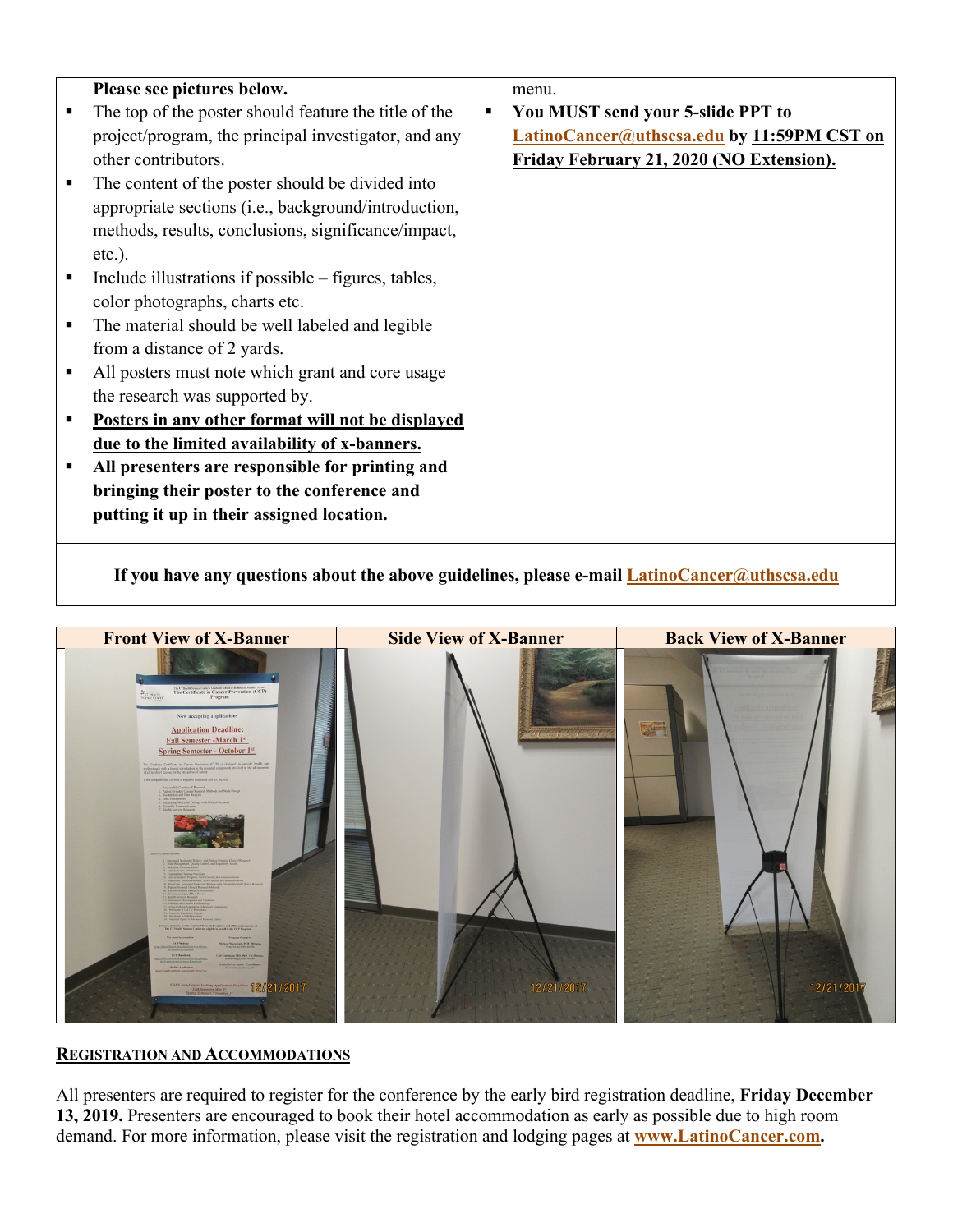**Please see pictures below.**

- The top of the poster should feature the title of the project/program, the principal investigator, and any other contributors.
- The content of the poster should be divided into appropriate sections (i.e., background/introduction, methods, results, conclusions, significance/impact, etc.).
- Include illustrations if possible – figures, tables, color photographs, charts etc.
- The material should be well labeled and legible from a distance of 2 yards.
- All posters must note which grant and core usage the research was supported by.
- **Posters in any other format will not be displayed due to the limited availability of x-banners.**
- **All presenters are responsible for printing and bringing their poster to the conference and putting it up in their assigned location.**

menu.

- **You MUST send your 5-slide PPT to LatinoCancer@uthscsa.edu by 11:59PM CST on Friday February 21, 2020 (NO Extension).**

**If you have any questions about the above guidelines, please e-mail LatinoCancer@uthscsa.edu**

| Front View of X-Banner | Side View of X-Banner | Back View of X-Banner |
| --- | --- | --- |

## Registration and Accommodations

All presenters are required to register for the conference by the early bird registration deadline, **Friday December 13, 2019.** Presenters are encouraged to book their hotel accommodation as early as possible due to high room demand. For more information, please visit the registration and lodging pages at **www.LatinoCancer.com.**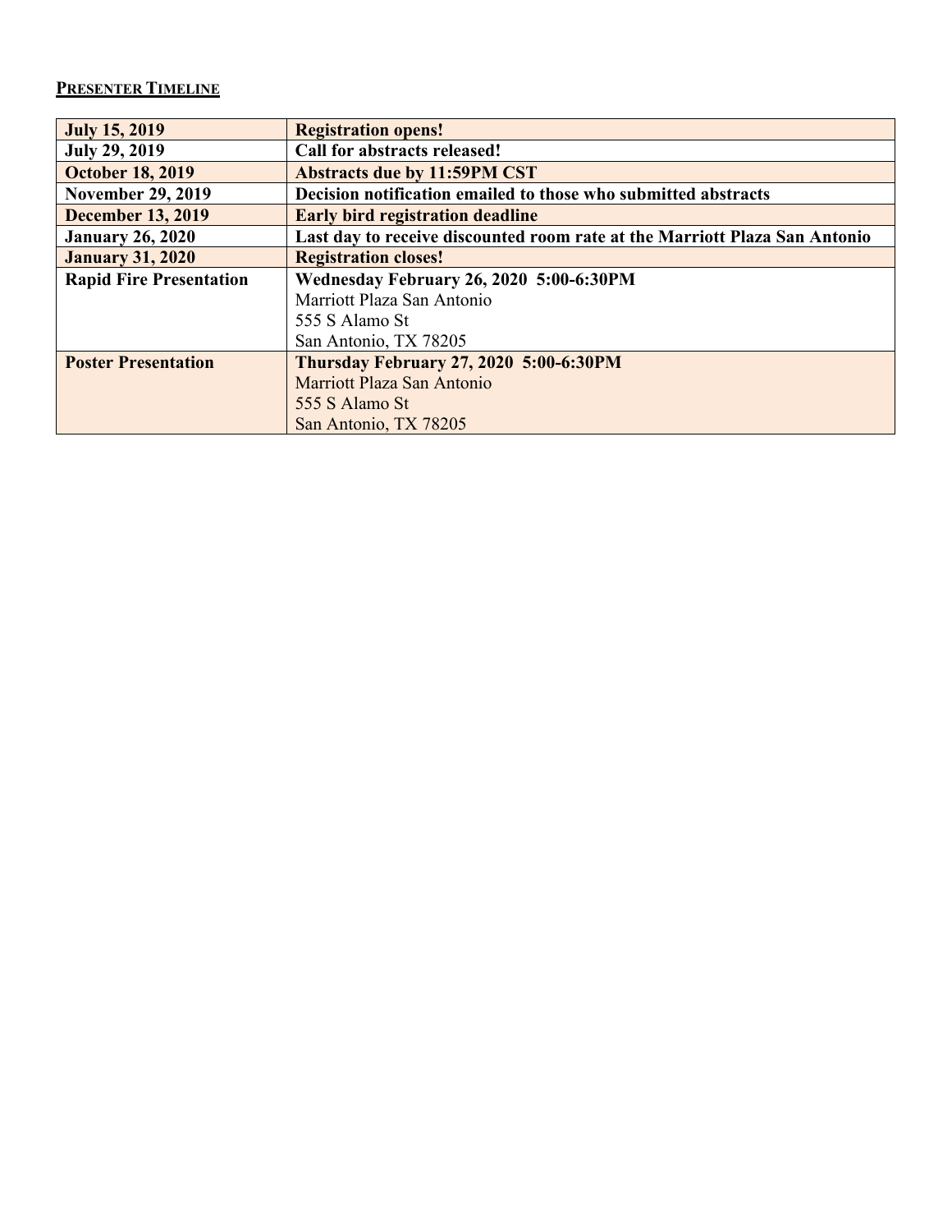**PRESENTER TIMELINE**

| | |
|---|---|
| **July 15, 2019** | **Registration opens!** |
| **July 29, 2019** | **Call for abstracts released!** |
| **October 18, 2019** | **Abstracts due by 11:59PM CST** |
| **November 29, 2019** | **Decision notification emailed to those who submitted abstracts** |
| **December 13, 2019** | **Early bird registration deadline** |
| **January 26, 2020** | **Last day to receive discounted room rate at the Marriott Plaza San Antonio** |
| **January 31, 2020** | **Registration closes!** |
| **Rapid Fire Presentation** | **Wednesday February 26, 2020 5:00-6:30PM**<br>Marriott Plaza San Antonio<br>555 S Alamo St<br>San Antonio, TX 78205 |
| **Poster Presentation** | **Thursday February 27, 2020 5:00-6:30PM**<br>Marriott Plaza San Antonio<br>555 S Alamo St<br>San Antonio, TX 78205 |